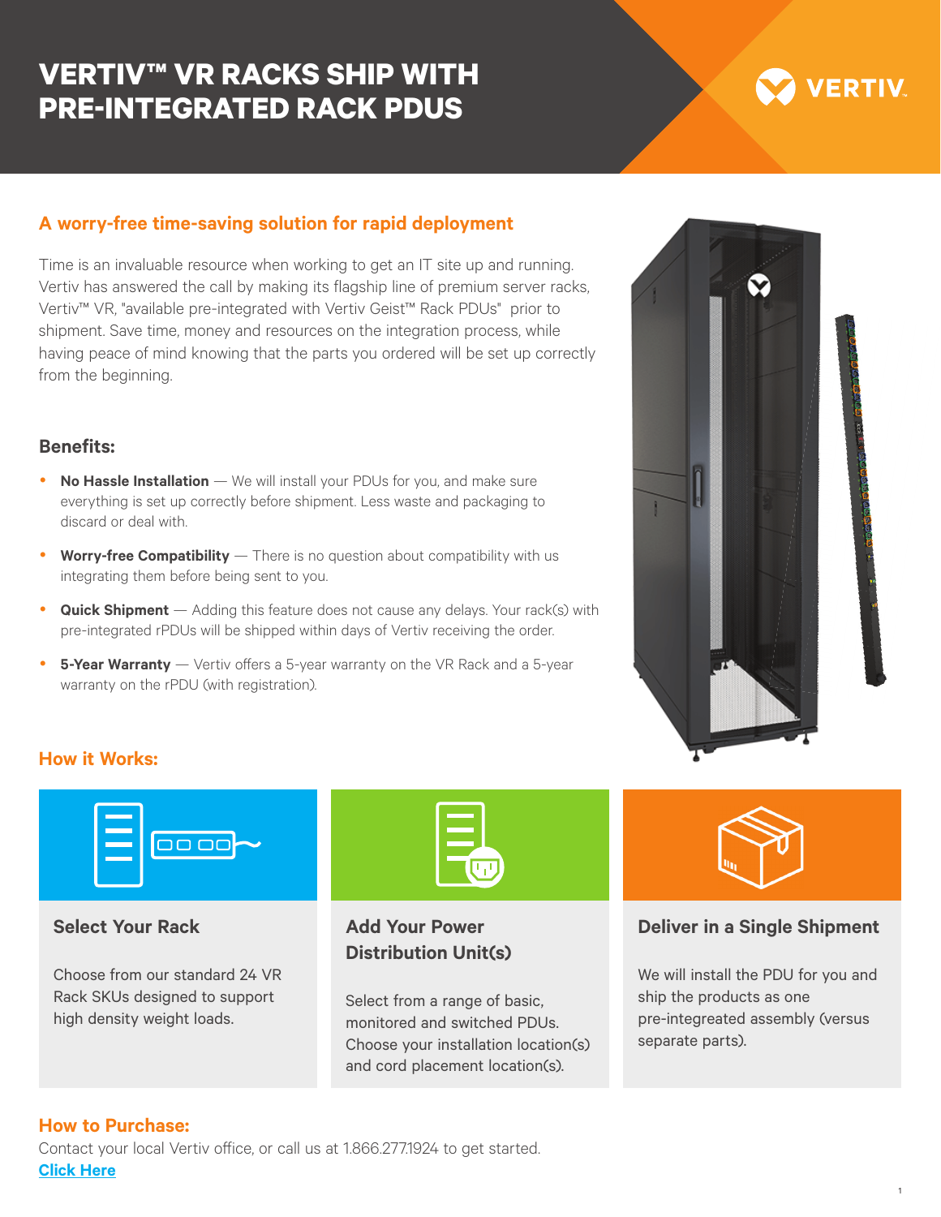# VERTIV™ VR RACKS SHIP WITH PRE-INTEGRATED RACK PDUS

## A worry-free time-saving solution for rapid deployment

Time is an invaluable resource when working to get an IT site up and running. Vertiv has answered the call by making its flagship line of premium server racks, Vertiv™ VR, "available pre-integrated with Vertiv Geist™ Rack PDUs" prior to shipment. Save time, money and resources on the integration process, while having peace of mind knowing that the parts you ordered will be set up correctly from the beginning.

### Benefits:

- **No Hassle Installation** — We will install your PDUs for you, and make sure everything is set up correctly before shipment. Less waste and packaging to discard or deal with.
- **Worry-free Compatibility** — There is no question about compatibility with us integrating them before being sent to you.
- **Quick Shipment** — Adding this feature does not cause any delays. Your rack(s) with pre-integrated rPDUs will be shipped within days of Vertiv receiving the order.
- **5-Year Warranty** — Vertiv offers a 5-year warranty on the VR Rack and a 5-year warranty on the rPDU (with registration).

## How it Works:

### Select Your Rack

Choose from our standard 24 VR Rack SKUs designed to support high density weight loads.

### Add Your Power Distribution Unit(s)

Select from a range of basic, monitored and switched PDUs. Choose your installation location(s) and cord placement location(s).

### Deliver in a Single Shipment

We will install the PDU for you and ship the products as one pre-integreated assembly (versus separate parts).

## How to Purchase:

Contact your local Vertiv office, or call us at 1.866.277.1924 to get started.

[Click Here]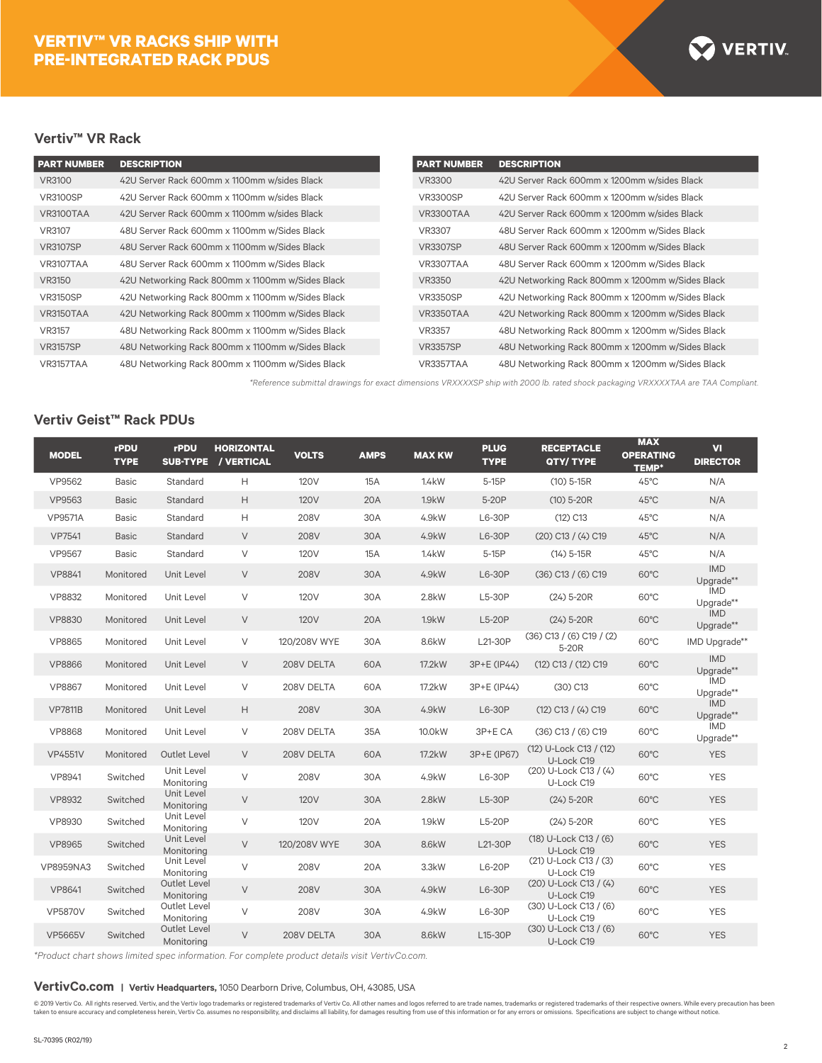# VERTIV™ VR RACKS SHIP WITH PRE-INTEGRATED RACK PDUS

## Vertiv™ VR Rack

| PART NUMBER | DESCRIPTION |
|---|---|
| VR3100 | 42U Server Rack 600mm x 1100mm w/sides Black |
| VR3100SP | 42U Server Rack 600mm x 1100mm w/sides Black |
| VR3100TAA | 42U Server Rack 600mm x 1100mm w/sides Black |
| VR3107 | 48U Server Rack 600mm x 1100mm w/Sides Black |
| VR3107SP | 48U Server Rack 600mm x 1100mm w/Sides Black |
| VR3107TAA | 48U Server Rack 600mm x 1100mm w/Sides Black |
| VR3150 | 42U Networking Rack 800mm x 1100mm w/Sides Black |
| VR3150SP | 42U Networking Rack 800mm x 1100mm w/Sides Black |
| VR3150TAA | 42U Networking Rack 800mm x 1100mm w/Sides Black |
| VR3157 | 48U Networking Rack 800mm x 1100mm w/Sides Black |
| VR3157SP | 48U Networking Rack 800mm x 1100mm w/Sides Black |
| VR3157TAA | 48U Networking Rack 800mm x 1100mm w/Sides Black |

| PART NUMBER | DESCRIPTION |
|---|---|
| VR3300 | 42U Server Rack 600mm x 1200mm w/sides Black |
| VR3300SP | 42U Server Rack 600mm x 1200mm w/sides Black |
| VR3300TAA | 42U Server Rack 600mm x 1200mm w/sides Black |
| VR3307 | 48U Server Rack 600mm x 1200mm w/Sides Black |
| VR3307SP | 48U Server Rack 600mm x 1200mm w/Sides Black |
| VR3307TAA | 48U Server Rack 600mm x 1200mm w/Sides Black |
| VR3350 | 42U Networking Rack 800mm x 1200mm w/Sides Black |
| VR3350SP | 42U Networking Rack 800mm x 1200mm w/Sides Black |
| VR3350TAA | 42U Networking Rack 800mm x 1200mm w/Sides Black |
| VR3357 | 48U Networking Rack 800mm x 1200mm w/Sides Black |
| VR3357SP | 48U Networking Rack 800mm x 1200mm w/Sides Black |
| VR3357TAA | 48U Networking Rack 800mm x 1200mm w/Sides Black |

*Reference submittal drawings for exact dimensions VRXXXXSP ship with 2000 lb. rated shock packaging VRXXXXTAA are TAA Compliant.*

## Vertiv Geist™ Rack PDUs

| MODEL | rPDU TYPE | rPDU SUB-TYPE | HORIZONTAL / VERTICAL | VOLTS | AMPS | MAX KW | PLUG TYPE | RECEPTACLE QTY/ TYPE | MAX OPERATING TEMP* | VI DIRECTOR |
|---|---|---|---|---|---|---|---|---|---|---|
| VP9562 | Basic | Standard | H | 120V | 15A | 1.4kW | 5-15P | (10) 5-15R | 45°C | N/A |
| VP9563 | Basic | Standard | H | 120V | 20A | 1.9kW | 5-20P | (10) 5-20R | 45°C | N/A |
| VP9571A | Basic | Standard | H | 208V | 30A | 4.9kW | L6-30P | (12) C13 | 45°C | N/A |
| VP7541 | Basic | Standard | V | 208V | 30A | 4.9kW | L6-30P | (20) C13 / (4) C19 | 45°C | N/A |
| VP9567 | Basic | Standard | V | 120V | 15A | 1.4kW | 5-15P | (14) 5-15R | 45°C | N/A |
| VP8841 | Monitored | Unit Level | V | 208V | 30A | 4.9kW | L6-30P | (36) C13 / (6) C19 | 60°C | IMD Upgrade** |
| VP8832 | Monitored | Unit Level | V | 120V | 30A | 2.8kW | L5-30P | (24) 5-20R | 60°C | IMD Upgrade** |
| VP8830 | Monitored | Unit Level | V | 120V | 20A | 1.9kW | L5-20P | (24) 5-20R | 60°C | IMD Upgrade** |
| VP8865 | Monitored | Unit Level | V | 120/208V WYE | 30A | 8.6kW | L21-30P | (36) C13 / (6) C19 / (2) 5-20R | 60°C | IMD Upgrade** |
| VP8866 | Monitored | Unit Level | V | 208V DELTA | 60A | 17.2kW | 3P+E (IP44) | (12) C13 / (12) C19 | 60°C | IMD Upgrade** |
| VP8867 | Monitored | Unit Level | V | 208V DELTA | 60A | 17.2kW | 3P+E (IP44) | (30) C13 | 60°C | IMD Upgrade** |
| VP7811B | Monitored | Unit Level | H | 208V | 30A | 4.9kW | L6-30P | (12) C13 / (4) C19 | 60°C | IMD Upgrade** |
| VP8868 | Monitored | Unit Level | V | 208V DELTA | 35A | 10.0kW | 3P+E CA | (36) C13 / (6) C19 | 60°C | IMD Upgrade** |
| VP4551V | Monitored | Outlet Level | V | 208V DELTA | 60A | 17.2kW | 3P+E (IP67) | (12) U-Lock C13 / (12) U-Lock C19 | 60°C | YES |
| VP8941 | Switched | Unit Level Monitoring | V | 208V | 30A | 4.9kW | L6-30P | (20) U-Lock C13 / (4) U-Lock C19 | 60°C | YES |
| VP8932 | Switched | Unit Level Monitoring | V | 120V | 30A | 2.8kW | L5-30P | (24) 5-20R | 60°C | YES |
| VP8930 | Switched | Unit Level Monitoring | V | 120V | 20A | 1.9kW | L5-20P | (24) 5-20R | 60°C | YES |
| VP8965 | Switched | Unit Level Monitoring | V | 120/208V WYE | 30A | 8.6kW | L21-30P | (18) U-Lock C13 / (6) U-Lock C19 | 60°C | YES |
| VP8959NA3 | Switched | Unit Level Monitoring | V | 208V | 20A | 3.3kW | L6-20P | (21) U-Lock C13 / (3) U-Lock C19 | 60°C | YES |
| VP8641 | Switched | Outlet Level Monitoring | V | 208V | 30A | 4.9kW | L6-30P | (20) U-Lock C13 / (4) U-Lock C19 | 60°C | YES |
| VP5870V | Switched | Outlet Level Monitoring | V | 208V | 30A | 4.9kW | L6-30P | (30) U-Lock C13 / (6) U-Lock C19 | 60°C | YES |
| VP5665V | Switched | Outlet Level Monitoring | V | 208V DELTA | 30A | 8.6kW | L15-30P | (30) U-Lock C13 / (6) U-Lock C19 | 60°C | YES |

*Product chart shows limited spec information. For complete product details visit VertivCo.com.*

**VertivCo.com** | **Vertiv Headquarters,** 1050 Dearborn Drive, Columbus, OH, 43085, USA

© 2019 Vertiv Co. All rights reserved. Vertiv, and the Vertiv logo trademarks or registered trademarks of Vertiv Co. All other names and logos referred to are trade names, trademarks or registered trademarks of their respective owners. While every precaution has been taken to ensure accuracy and completeness herein, Vertiv Co. assumes no responsibility, and disclaims all liability, for damages resulting from use of this information or for any errors or omissions. Specifications are subject to change without notice.

SL-70395 (R02/19)